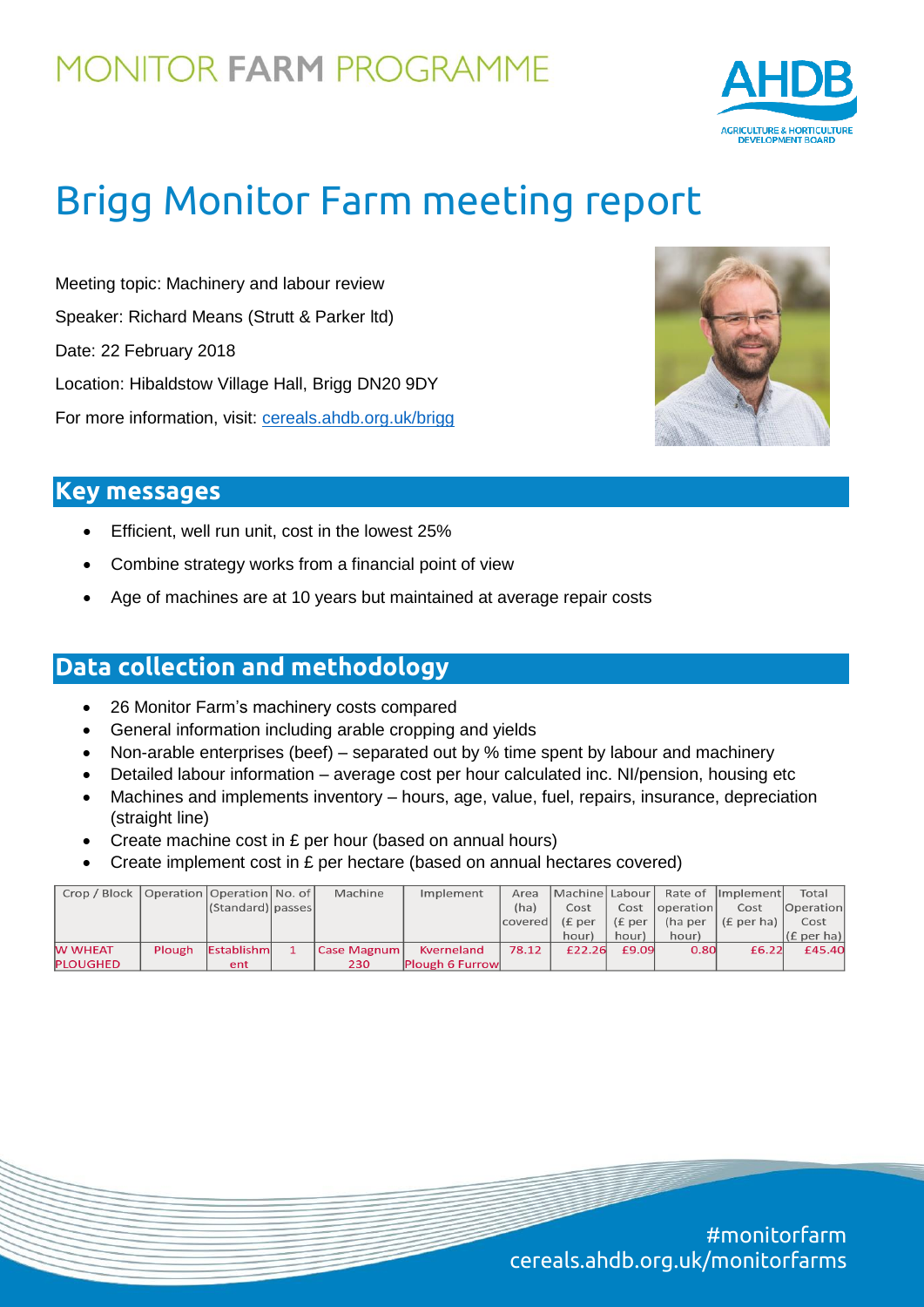# MONITOR FARM PROGRAMME

# Brigg Monitor Farm meeting report

Meeting topic: Machinery and labour review

Speaker: Richard Means (Strutt & Parker ltd)

Date: 22 February 2018

Location: Hibaldstow Village Hall, Brigg DN20 9DY

For more information, visit: cereals.ahdb.org.uk/brigg

## Key messages

- Efficient, well run unit, cost in the lowest 25%
- Combine strategy works from a financial point of view
- Age of machines are at 10 years but maintained at average repair costs

## Data collection and methodology

- 26 Monitor Farm's machinery costs compared
- General information including arable cropping and yields
- Non-arable enterprises (beef) – separated out by % time spent by labour and machinery
- Detailed labour information – average cost per hour calculated inc. NI/pension, housing etc
- Machines and implements inventory – hours, age, value, fuel, repairs, insurance, depreciation (straight line)
- Create machine cost in £ per hour (based on annual hours)
- Create implement cost in £ per hectare (based on annual hectares covered)

| Crop / Block | Operation | Operation (Standard) | No. of passes | Machine | Implement | Area (ha) covered | Machine Cost (£ per hour) | Labour Cost (£ per hour) | Rate of operation (ha per hour) | Implement Cost (£ per ha) | Total Operation Cost (£ per ha) |
|---|---|---|---|---|---|---|---|---|---|---|---|
| W WHEAT PLOUGHED | Plough | Establishment | 1 | Case Magnum 230 | Kverneland Plough 6 Furrow | 78.12 | £22.26 | £9.09 | 0.80 | £6.22 | £45.40 |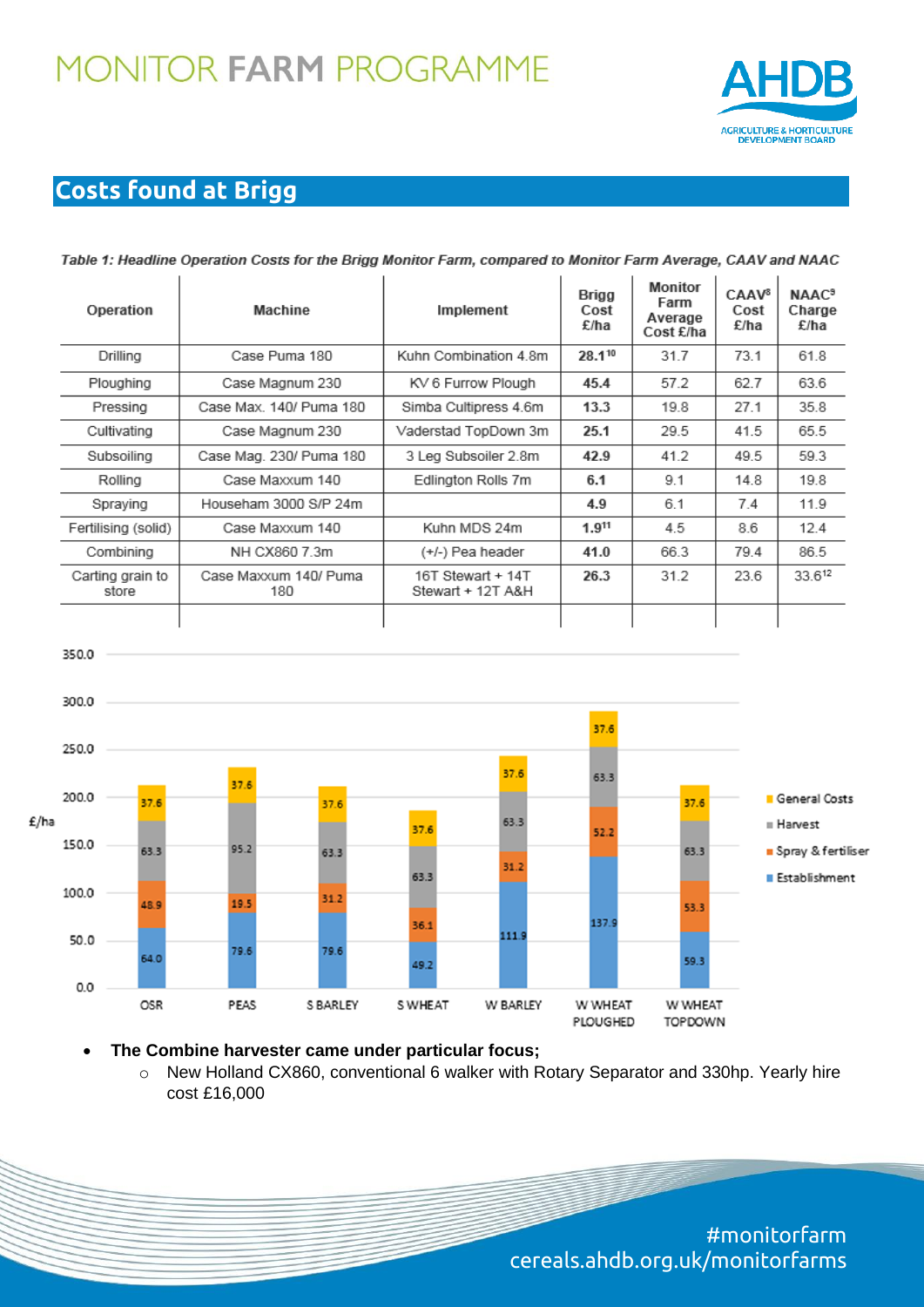## Costs found at Brigg

*Table 1: Headline Operation Costs for the Brigg Monitor Farm, compared to Monitor Farm Average, CAAV and NAAC*

| Operation | Machine | Implement | Brigg Cost £/ha | Monitor Farm Average Cost £/ha | CAAV[8] Cost £/ha | NAAC[9] Charge £/ha |
|---|---|---|---|---|---|---|
| Drilling | Case Puma 180 | Kuhn Combination 4.8m | **28.1**[10] | 31.7 | 73.1 | 61.8 |
| Ploughing | Case Magnum 230 | KV 6 Furrow Plough | **45.4** | 57.2 | 62.7 | 63.6 |
| Pressing | Case Max. 140/ Puma 180 | Simba Cultipress 4.6m | **13.3** | 19.8 | 27.1 | 35.8 |
| Cultivating | Case Magnum 230 | Vaderstad TopDown 3m | **25.1** | 29.5 | 41.5 | 65.5 |
| Subsoiling | Case Mag. 230/ Puma 180 | 3 Leg Subsoiler 2.8m | **42.9** | 41.2 | 49.5 | 59.3 |
| Rolling | Case Maxxum 140 | Edlington Rolls 7m | **6.1** | 9.1 | 14.8 | 19.8 |
| Spraying | Househam 3000 S/P 24m | | **4.9** | 6.1 | 7.4 | 11.9 |
| Fertilising (solid) | Case Maxxum 140 | Kuhn MDS 24m | **1.9**[11] | 4.5 | 8.6 | 12.4 |
| Combining | NH CX860 7.3m | (+/-) Pea header | **41.0** | 66.3 | 79.4 | 86.5 |
| Carting grain to store | Case Maxxum 140/ Puma 180 | 16T Stewart + 14T Stewart + 12T A&H | **26.3** | 31.2 | 23.6 | 33.6[12] |

| £/ha | OSR | PEAS | S BARLEY | S WHEAT | W BARLEY | W WHEAT PLOUGHED | W WHEAT TOPDOWN |
|---|---|---|---|---|---|---|---|
| Establishment | 64.0 | 79.6 | 79.6 | 49.2 | 111.9 | 137.9 | 59.3 |
| Spray & fertiliser | 48.9 | 19.5 | 31.2 | 36.1 | 31.2 | 52.2 | 53.3 |
| Harvest | 63.3 | 95.2 | 63.3 | 63.3 | 63.3 | 63.3 | 63.3 |
| General Costs | 37.6 | 37.6 | 37.6 | 37.6 | 37.6 | 37.6 | 37.6 |

- **The Combine harvester came under particular focus;**
  - New Holland CX860, conventional 6 walker with Rotary Separator and 330hp. Yearly hire cost £16,000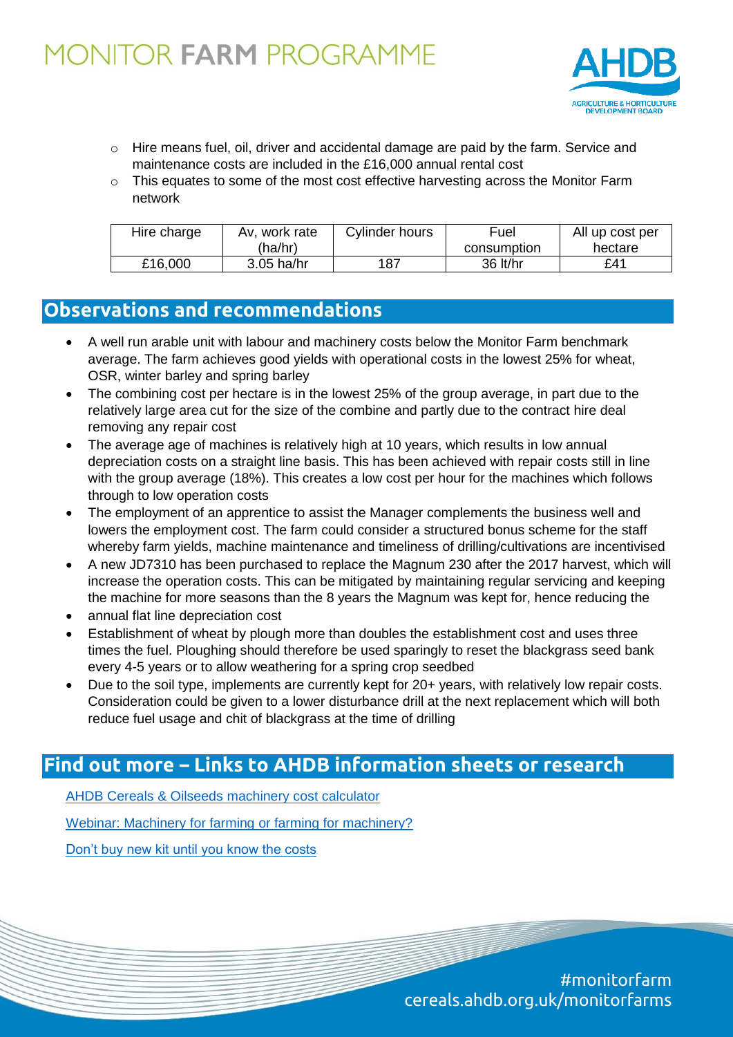- Hire means fuel, oil, driver and accidental damage are paid by the farm. Service and maintenance costs are included in the £16,000 annual rental cost
- This equates to some of the most cost effective harvesting across the Monitor Farm network

| Hire charge | Av, work rate (ha/hr) | Cylinder hours | Fuel consumption | All up cost per hectare |
|---|---|---|---|---|
| £16,000 | 3.05 ha/hr | 187 | 36 lt/hr | £41 |

## Observations and recommendations

- A well run arable unit with labour and machinery costs below the Monitor Farm benchmark average. The farm achieves good yields with operational costs in the lowest 25% for wheat, OSR, winter barley and spring barley
- The combining cost per hectare is in the lowest 25% of the group average, in part due to the relatively large area cut for the size of the combine and partly due to the contract hire deal removing any repair cost
- The average age of machines is relatively high at 10 years, which results in low annual depreciation costs on a straight line basis. This has been achieved with repair costs still in line with the group average (18%). This creates a low cost per hour for the machines which follows through to low operation costs
- The employment of an apprentice to assist the Manager complements the business well and lowers the employment cost. The farm could consider a structured bonus scheme for the staff whereby farm yields, machine maintenance and timeliness of drilling/cultivations are incentivised
- A new JD7310 has been purchased to replace the Magnum 230 after the 2017 harvest, which will increase the operation costs. This can be mitigated by maintaining regular servicing and keeping the machine for more seasons than the 8 years the Magnum was kept for, hence reducing the
- annual flat line depreciation cost
- Establishment of wheat by plough more than doubles the establishment cost and uses three times the fuel. Ploughing should therefore be used sparingly to reset the blackgrass seed bank every 4-5 years or to allow weathering for a spring crop seedbed
- Due to the soil type, implements are currently kept for 20+ years, with relatively low repair costs. Consideration could be given to a lower disturbance drill at the next replacement which will both reduce fuel usage and chit of blackgrass at the time of drilling

## Find out more – Links to AHDB information sheets or research

AHDB Cereals & Oilseeds machinery cost calculator

Webinar: Machinery for farming or farming for machinery?

Don't buy new kit until you know the costs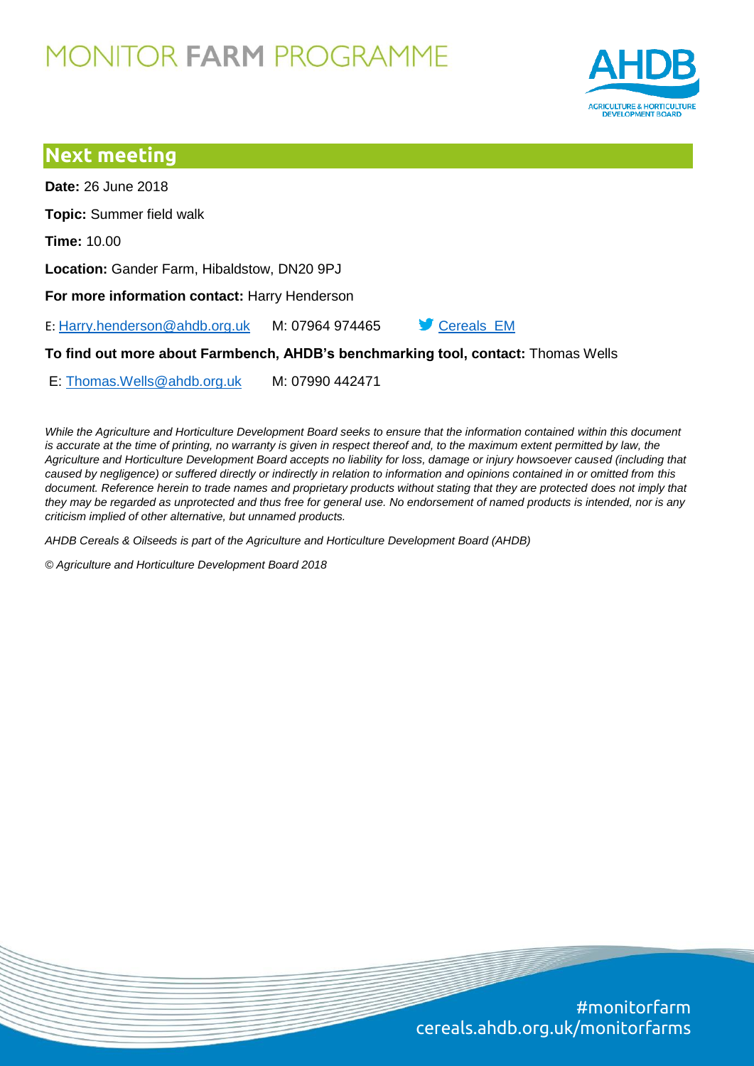## Next meeting

**Date:** 26 June 2018

**Topic:** Summer field walk

**Time:** 10.00

**Location:** Gander Farm, Hibaldstow, DN20 9PJ

**For more information contact:** Harry Henderson

E: Harry.henderson@ahdb.org.uk    M: 07964 974465    Cereals_EM

**To find out more about Farmbench, AHDB's benchmarking tool, contact:** Thomas Wells

E: Thomas.Wells@ahdb.org.uk    M: 07990 442471

*While the Agriculture and Horticulture Development Board seeks to ensure that the information contained within this document is accurate at the time of printing, no warranty is given in respect thereof and, to the maximum extent permitted by law, the Agriculture and Horticulture Development Board accepts no liability for loss, damage or injury howsoever caused (including that caused by negligence) or suffered directly or indirectly in relation to information and opinions contained in or omitted from this document. Reference herein to trade names and proprietary products without stating that they are protected does not imply that they may be regarded as unprotected and thus free for general use. No endorsement of named products is intended, nor is any criticism implied of other alternative, but unnamed products.*

*AHDB Cereals & Oilseeds is part of the Agriculture and Horticulture Development Board (AHDB)*

*© Agriculture and Horticulture Development Board 2018*

#monitorfarm
cereals.ahdb.org.uk/monitorfarms